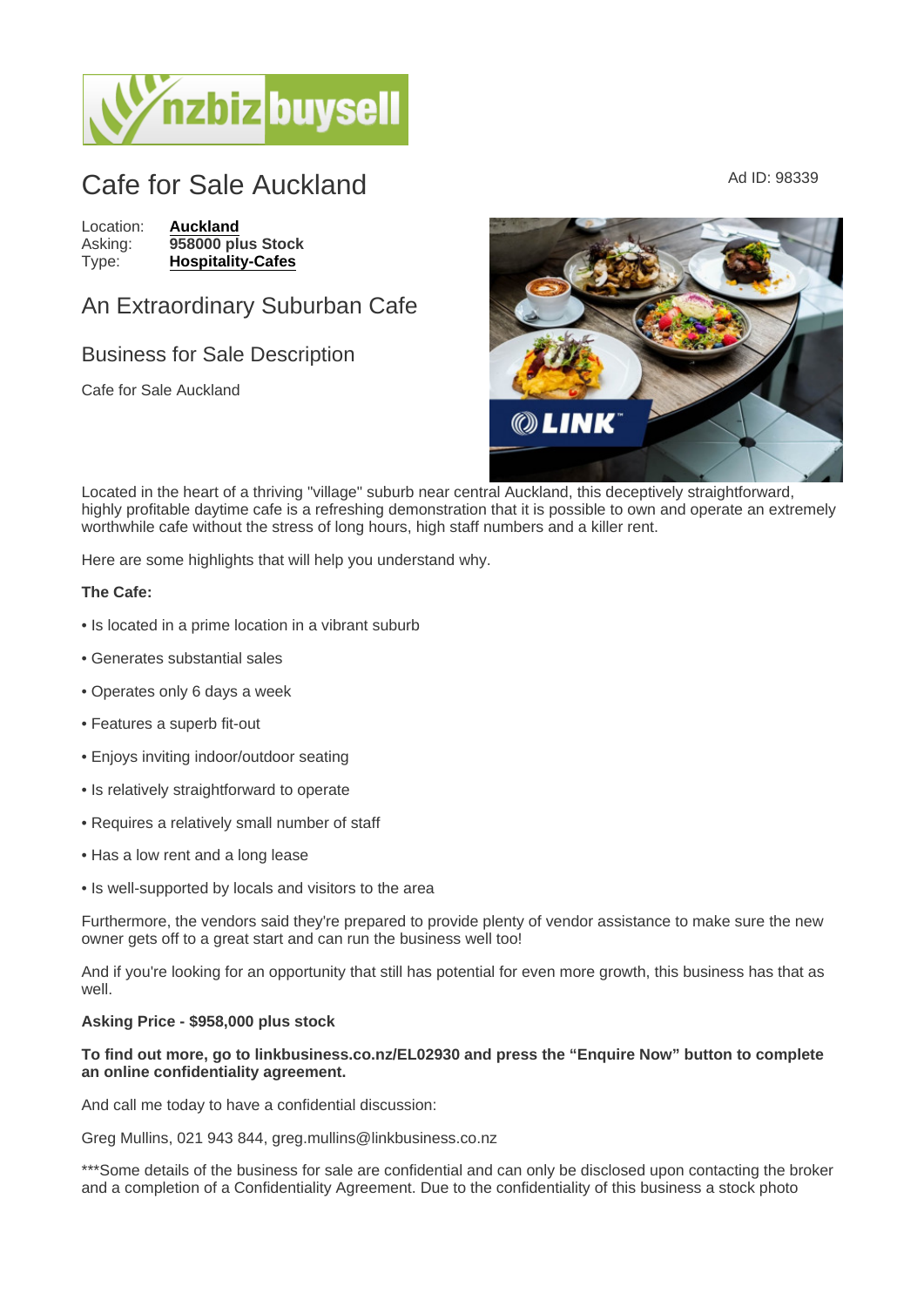# Cafe for Sale Auckland

Ad ID: 98339

Location: **Auckland**
Asking: **958000 plus Stock**
Type: **Hospitality-Cafes**

## An Extraordinary Suburban Cafe

### Business for Sale Description

Cafe for Sale Auckland

Located in the heart of a thriving "village" suburb near central Auckland, this deceptively straightforward, highly profitable daytime cafe is a refreshing demonstration that it is possible to own and operate an extremely worthwhile cafe without the stress of long hours, high staff numbers and a killer rent.

Here are some highlights that will help you understand why.

**The Cafe:**

• Is located in a prime location in a vibrant suburb

• Generates substantial sales

• Operates only 6 days a week

• Features a superb fit-out

• Enjoys inviting indoor/outdoor seating

• Is relatively straightforward to operate

• Requires a relatively small number of staff

• Has a low rent and a long lease

• Is well-supported by locals and visitors to the area

Furthermore, the vendors said they're prepared to provide plenty of vendor assistance to make sure the new owner gets off to a great start and can run the business well too!

And if you're looking for an opportunity that still has potential for even more growth, this business has that as well.

**Asking Price - $958,000 plus stock**

**To find out more, go to linkbusiness.co.nz/EL02930 and press the "Enquire Now" button to complete an online confidentiality agreement.**

And call me today to have a confidential discussion:

Greg Mullins, 021 943 844, greg.mullins@linkbusiness.co.nz

***Some details of the business for sale are confidential and can only be disclosed upon contacting the broker and a completion of a Confidentiality Agreement. Due to the confidentiality of this business a stock photo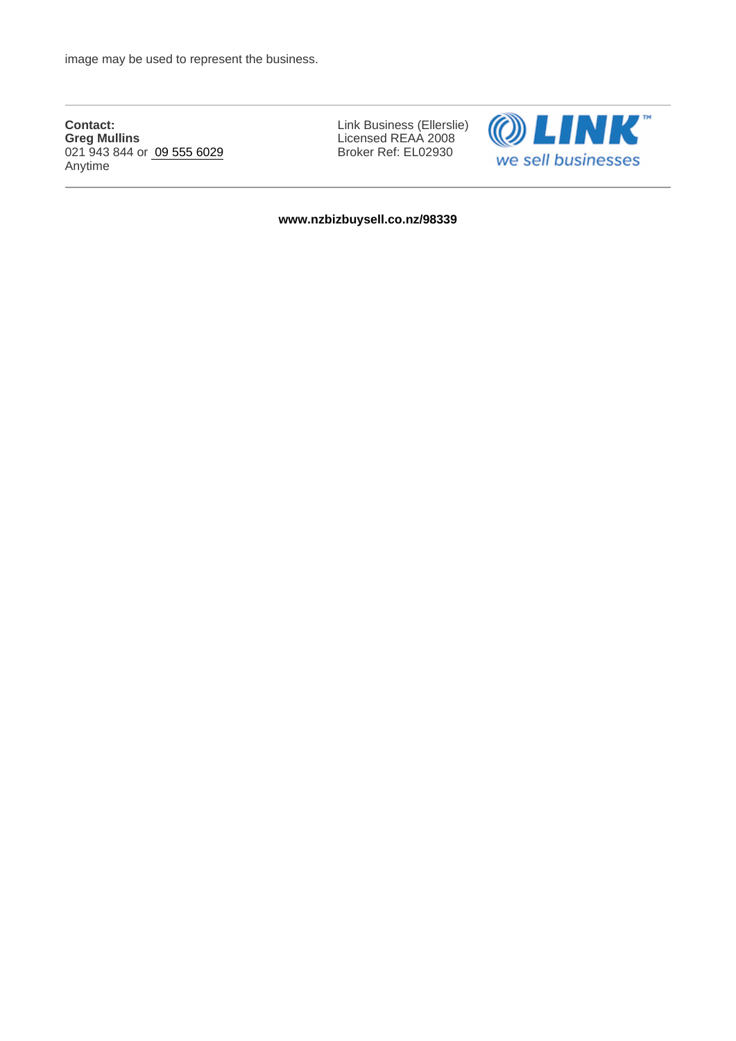image may be used to represent the business.

---

**Contact:**
**Greg Mullins**
021 943 844 or 09 555 6029
Anytime

Link Business (Ellerslie)
Licensed REAA 2008
Broker Ref: EL02930

LINK™
we sell businesses

---

**www.nzbizbuysell.co.nz/98339**